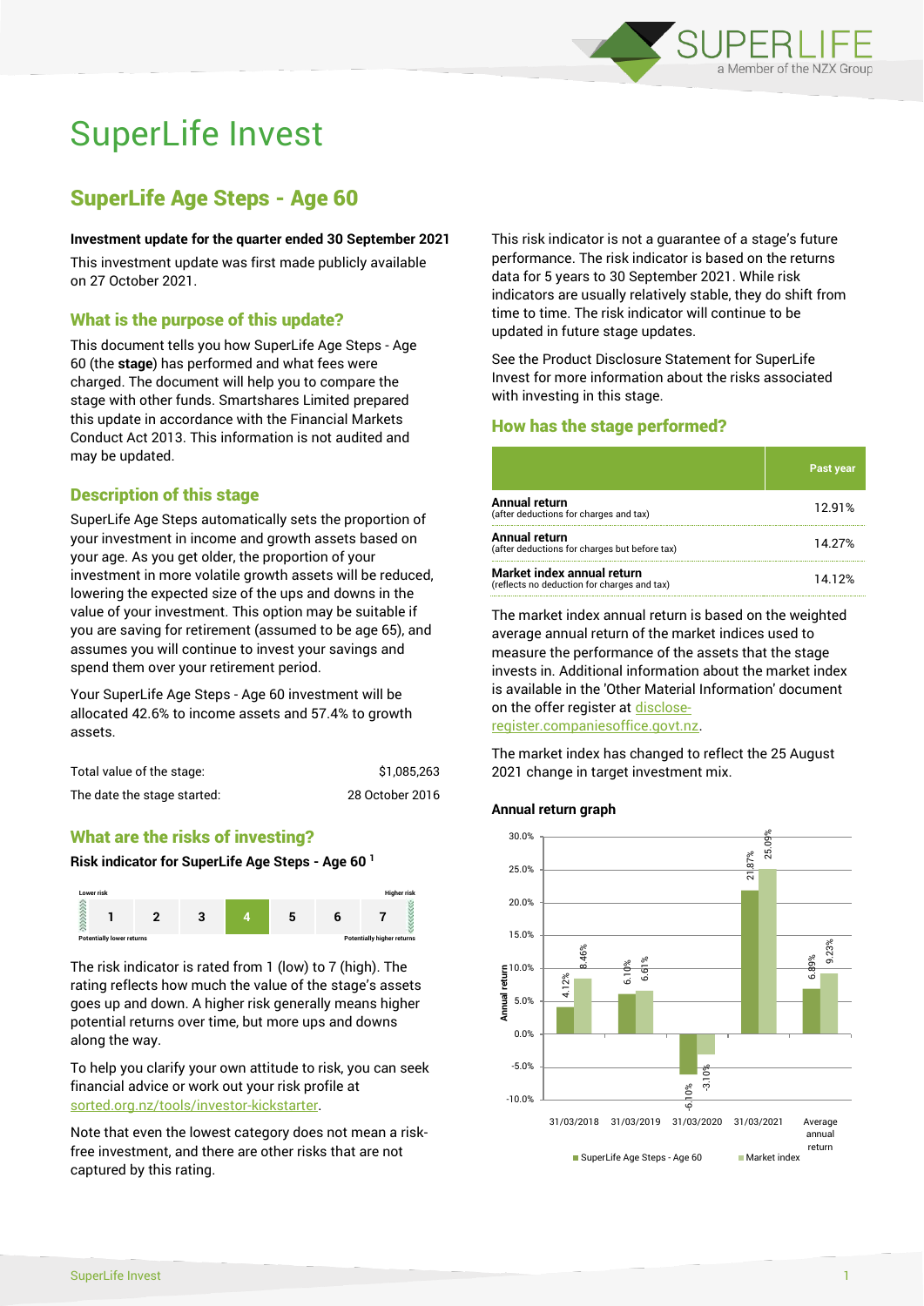# SuperLife Invest

## SuperLife Age Steps - Age 60

**Investment update for the quarter ended 30 September 2021**

This investment update was first made publicly available on 27 October 2021.

### What is the purpose of this update?

This document tells you how SuperLife Age Steps - Age 60 (the **stage**) has performed and what fees were charged. The document will help you to compare the stage with other funds. Smartshares Limited prepared this update in accordance with the Financial Markets Conduct Act 2013. This information is not audited and may be updated.

### Description of this stage

SuperLife Age Steps automatically sets the proportion of your investment in income and growth assets based on your age. As you get older, the proportion of your investment in more volatile growth assets will be reduced, lowering the expected size of the ups and downs in the value of your investment. This option may be suitable if you are saving for retirement (assumed to be age 65), and assumes you will continue to invest your savings and spend them over your retirement period.

Your SuperLife Age Steps - Age 60 investment will be allocated 42.6% to income assets and 57.4% to growth assets.

| | |
|---|---|
| Total value of the stage: | $1,085,263 |
| The date the stage started: | 28 October 2016 |

### What are the risks of investing?

**Risk indicator for SuperLife Age Steps - Age 60** [1]

| Lower risk | | | | | | Higher risk |
|---|---|---|---|---|---|---|
| 1 | 2 | 3 | **4** | 5 | 6 | 7 |
| Potentially lower returns | | | | | | Potentially higher returns |

The risk indicator is rated from 1 (low) to 7 (high). The rating reflects how much the value of the stage's assets goes up and down. A higher risk generally means higher potential returns over time, but more ups and downs along the way.

To help you clarify your own attitude to risk, you can seek financial advice or work out your risk profile at sorted.org.nz/tools/investor-kickstarter.

Note that even the lowest category does not mean a risk-free investment, and there are other risks that are not captured by this rating.

This risk indicator is not a guarantee of a stage's future performance. The risk indicator is based on the returns data for 5 years to 30 September 2021. While risk indicators are usually relatively stable, they do shift from time to time. The risk indicator will continue to be updated in future stage updates.

See the Product Disclosure Statement for SuperLife Invest for more information about the risks associated with investing in this stage.

### How has the stage performed?

| | Past year |
|---|---|
| **Annual return** (after deductions for charges and tax) | 12.91% |
| **Annual return** (after deductions for charges but before tax) | 14.27% |
| **Market index annual return** (reflects no deduction for charges and tax) | 14.12% |

The market index annual return is based on the weighted average annual return of the market indices used to measure the performance of the assets that the stage invests in. Additional information about the market index is available in the 'Other Material Information' document on the offer register at disclose-register.companiesoffice.govt.nz.

The market index has changed to reflect the 25 August 2021 change in target investment mix.

**Annual return graph**

| | SuperLife Age Steps - Age 60 | Market index |
|---|---|---|
| 31/03/2018 | 4.12% | 8.46% |
| 31/03/2019 | 6.10% | 6.61% |
| 31/03/2020 | -6.10% | -3.10% |
| 31/03/2021 | 21.87% | 25.09% |
| Average annual return | 6.89% | 9.23% |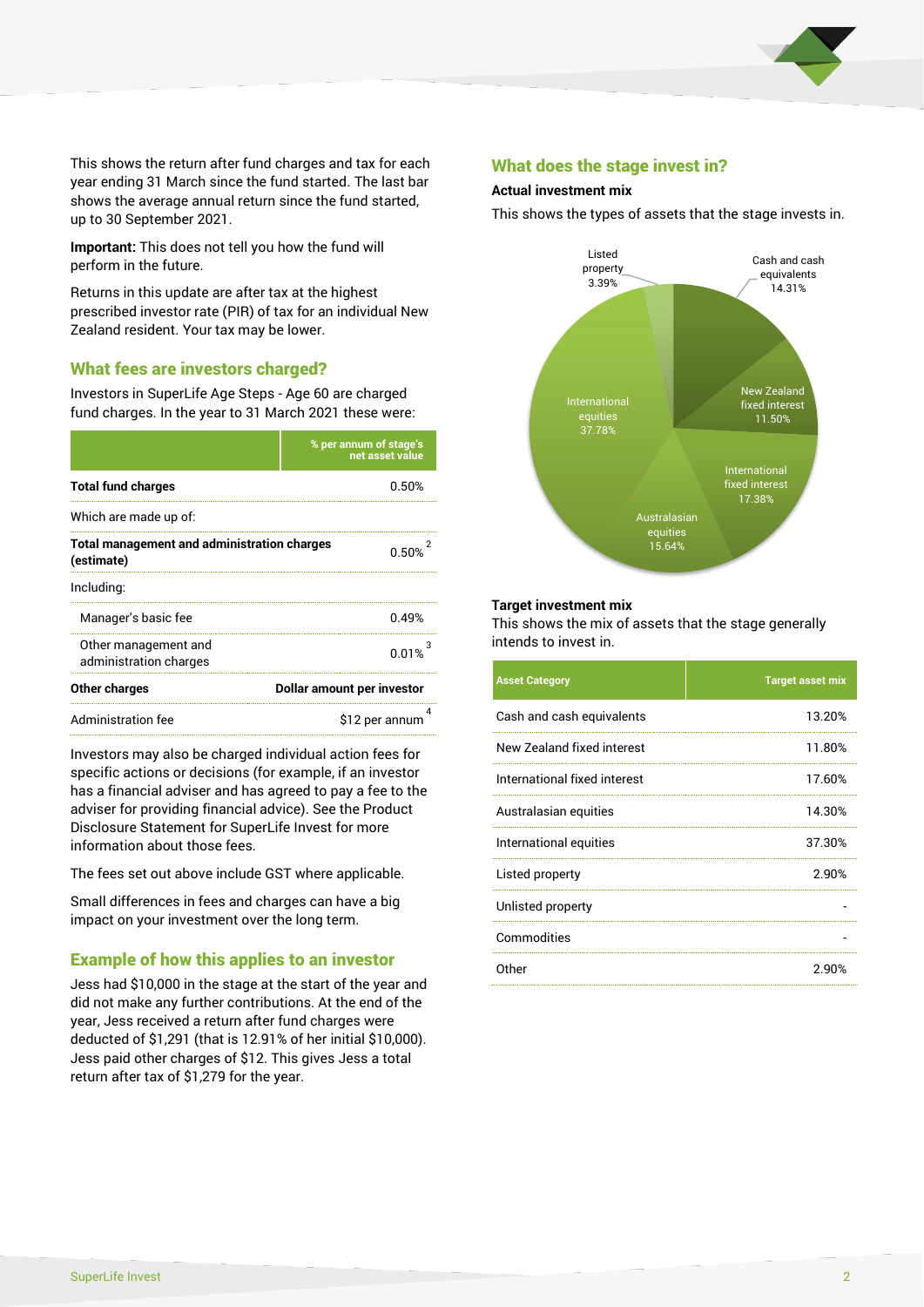This shows the return after fund charges and tax for each year ending 31 March since the fund started. The last bar shows the average annual return since the fund started, up to 30 September 2021.

**Important:** This does not tell you how the fund will perform in the future.

Returns in this update are after tax at the highest prescribed investor rate (PIR) of tax for an individual New Zealand resident. Your tax may be lower.

## What fees are investors charged?

Investors in SuperLife Age Steps - Age 60 are charged fund charges. In the year to 31 March 2021 these were:

| | % per annum of stage's net asset value |
|---|---|
| **Total fund charges** | 0.50% |
| Which are made up of: | |
| **Total management and administration charges (estimate)** | 0.50% [2] |
| Including: | |
| Manager's basic fee | 0.49% |
| Other management and administration charges | 0.01% [3] |
| **Other charges** | **Dollar amount per investor** |
| Administration fee | $12 per annum [4] |

Investors may also be charged individual action fees for specific actions or decisions (for example, if an investor has a financial adviser and has agreed to pay a fee to the adviser for providing financial advice). See the Product Disclosure Statement for SuperLife Invest for more information about those fees.

The fees set out above include GST where applicable.

Small differences in fees and charges can have a big impact on your investment over the long term.

## Example of how this applies to an investor

Jess had $10,000 in the stage at the start of the year and did not make any further contributions. At the end of the year, Jess received a return after fund charges were deducted of $1,291 (that is 12.91% of her initial $10,000). Jess paid other charges of $12. This gives Jess a total return after tax of $1,279 for the year.

## What does the stage invest in?

### Actual investment mix

This shows the types of assets that the stage invests in.

- Cash and cash equivalents 14.31%
- New Zealand fixed interest 11.50%
- International fixed interest 17.38%
- Australasian equities 15.64%
- International equities 37.78%
- Listed property 3.39%

### Target investment mix

This shows the mix of assets that the stage generally intends to invest in.

| Asset Category | Target asset mix |
|---|---|
| Cash and cash equivalents | 13.20% |
| New Zealand fixed interest | 11.80% |
| International fixed interest | 17.60% |
| Australasian equities | 14.30% |
| International equities | 37.30% |
| Listed property | 2.90% |
| Unlisted property | - |
| Commodities | - |
| Other | 2.90% |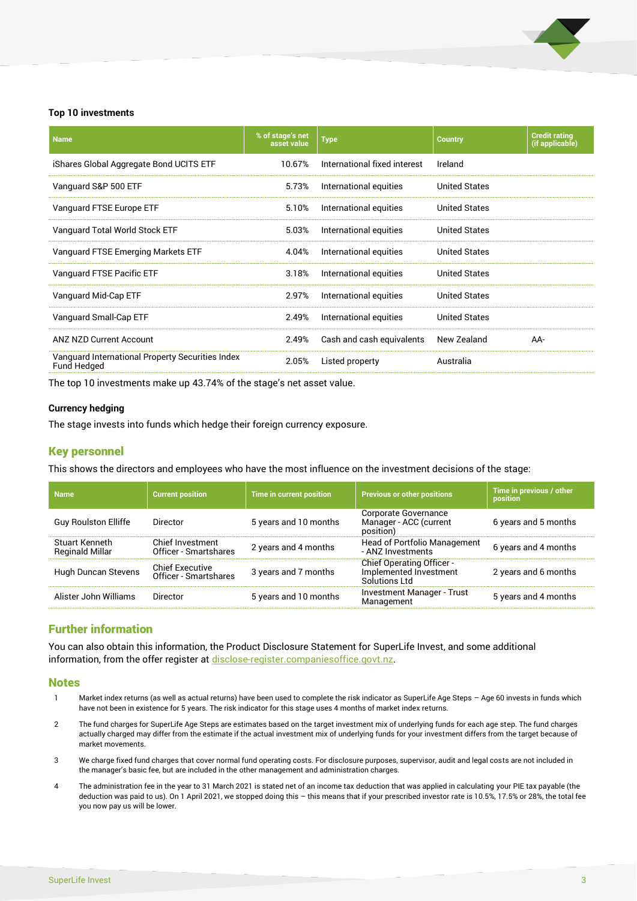**Top 10 investments**

| Name | % of stage's net asset value | Type | Country | Credit rating (if applicable) |
|---|---|---|---|---|
| iShares Global Aggregate Bond UCITS ETF | 10.67% | International fixed interest | Ireland | |
| Vanguard S&P 500 ETF | 5.73% | International equities | United States | |
| Vanguard FTSE Europe ETF | 5.10% | International equities | United States | |
| Vanguard Total World Stock ETF | 5.03% | International equities | United States | |
| Vanguard FTSE Emerging Markets ETF | 4.04% | International equities | United States | |
| Vanguard FTSE Pacific ETF | 3.18% | International equities | United States | |
| Vanguard Mid-Cap ETF | 2.97% | International equities | United States | |
| Vanguard Small-Cap ETF | 2.49% | International equities | United States | |
| ANZ NZD Current Account | 2.49% | Cash and cash equivalents | New Zealand | AA- |
| Vanguard International Property Securities Index Fund Hedged | 2.05% | Listed property | Australia | |

The top 10 investments make up 43.74% of the stage's net asset value.

**Currency hedging**

The stage invests into funds which hedge their foreign currency exposure.

## Key personnel

This shows the directors and employees who have the most influence on the investment decisions of the stage:

| Name | Current position | Time in current position | Previous or other positions | Time in previous / other position |
|---|---|---|---|---|
| Guy Roulston Elliffe | Director | 5 years and 10 months | Corporate Governance Manager - ACC (current position) | 6 years and 5 months |
| Stuart Kenneth Reginald Millar | Chief Investment Officer - Smartshares | 2 years and 4 months | Head of Portfolio Management - ANZ Investments | 6 years and 4 months |
| Hugh Duncan Stevens | Chief Executive Officer - Smartshares | 3 years and 7 months | Chief Operating Officer - Implemented Investment Solutions Ltd | 2 years and 6 months |
| Alister John Williams | Director | 5 years and 10 months | Investment Manager - Trust Management | 5 years and 4 months |

## Further information

You can also obtain this information, the Product Disclosure Statement for SuperLife Invest, and some additional information, from the offer register at disclose-register.companiesoffice.govt.nz.

## Notes

1. Market index returns (as well as actual returns) have been used to complete the risk indicator as SuperLife Age Steps – Age 60 invests in funds which have not been in existence for 5 years. The risk indicator for this stage uses 4 months of market index returns.
2. The fund charges for SuperLife Age Steps are estimates based on the target investment mix of underlying funds for each age step. The fund charges actually charged may differ from the estimate if the actual investment mix of underlying funds for your investment differs from the target because of market movements.
3. We charge fixed fund charges that cover normal fund operating costs. For disclosure purposes, supervisor, audit and legal costs are not included in the manager's basic fee, but are included in the other management and administration charges.
4. The administration fee in the year to 31 March 2021 is stated net of an income tax deduction that was applied in calculating your PIE tax payable (the deduction was paid to us). On 1 April 2021, we stopped doing this – this means that if your prescribed investor rate is 10.5%, 17.5% or 28%, the total fee you now pay us will be lower.